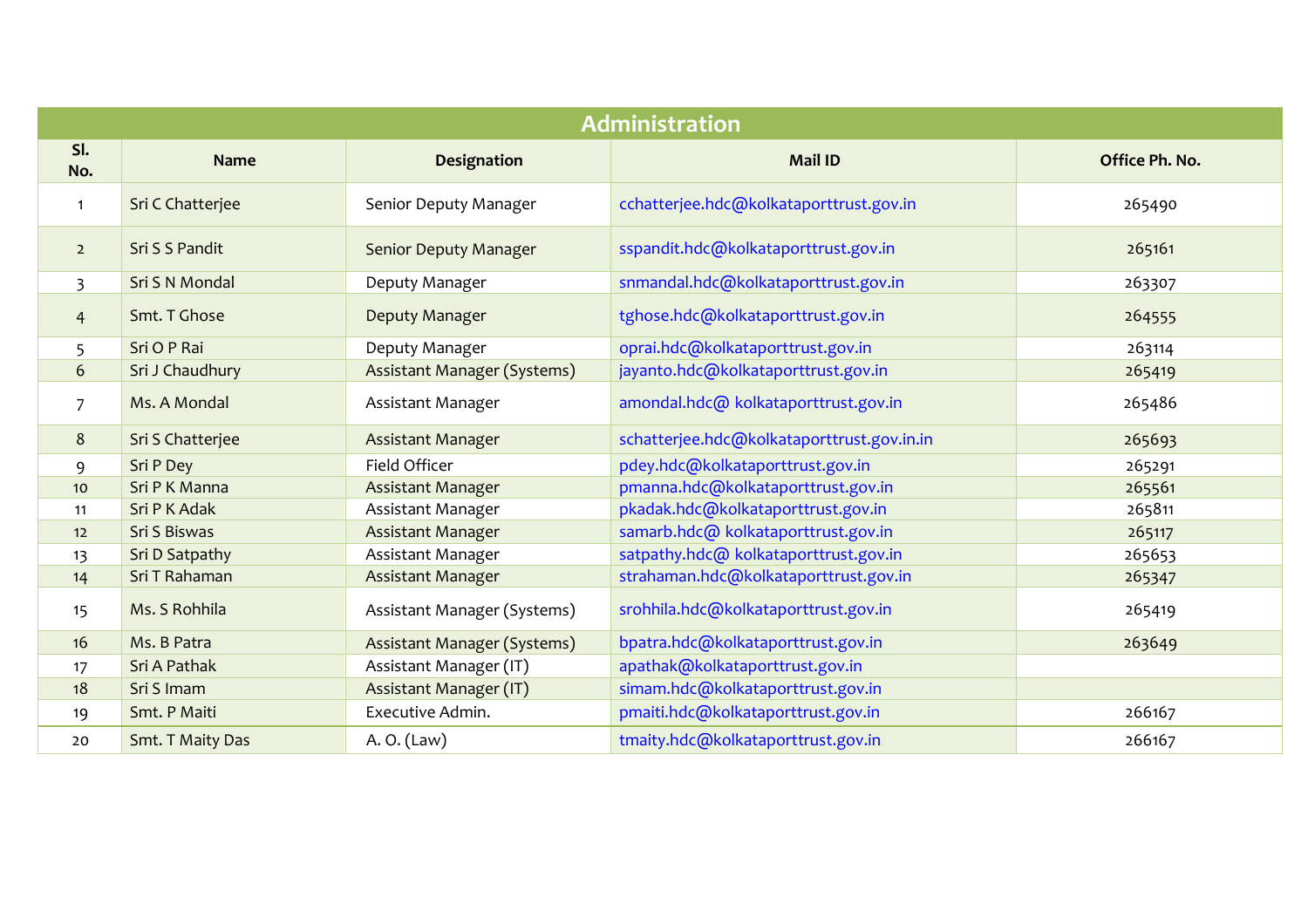| Administration | | | | |
|---|---|---|---|---|
| Sl. No. | Name | Designation | Mail ID | Office Ph. No. |
| 1 | Sri C Chatterjee | Senior Deputy Manager | cchatterjee.hdc@kolkataporttrust.gov.in | 265490 |
| 2 | Sri S S Pandit | Senior Deputy Manager | sspandit.hdc@kolkataporttrust.gov.in | 265161 |
| 3 | Sri S N Mondal | Deputy Manager | snmandal.hdc@kolkataporttrust.gov.in | 263307 |
| 4 | Smt. T Ghose | Deputy Manager | tghose.hdc@kolkataporttrust.gov.in | 264555 |
| 5 | Sri O P Rai | Deputy Manager | oprai.hdc@kolkataporttrust.gov.in | 263114 |
| 6 | Sri J Chaudhury | Assistant Manager (Systems) | jayanto.hdc@kolkataporttrust.gov.in | 265419 |
| 7 | Ms. A Mondal | Assistant Manager | amondal.hdc@ kolkataporttrust.gov.in | 265486 |
| 8 | Sri S Chatterjee | Assistant Manager | schatterjee.hdc@kolkataporttrust.gov.in.in | 265693 |
| 9 | Sri P Dey | Field Officer | pdey.hdc@kolkataporttrust.gov.in | 265291 |
| 10 | Sri P K Manna | Assistant Manager | pmanna.hdc@kolkataporttrust.gov.in | 265561 |
| 11 | Sri P K Adak | Assistant Manager | pkadak.hdc@kolkataporttrust.gov.in | 265811 |
| 12 | Sri S Biswas | Assistant Manager | samarb.hdc@ kolkataporttrust.gov.in | 265117 |
| 13 | Sri D Satpathy | Assistant Manager | satpathy.hdc@ kolkataporttrust.gov.in | 265653 |
| 14 | Sri T Rahaman | Assistant Manager | strahaman.hdc@kolkataporttrust.gov.in | 265347 |
| 15 | Ms. S Rohhila | Assistant Manager (Systems) | srohhila.hdc@kolkataporttrust.gov.in | 265419 |
| 16 | Ms. B Patra | Assistant Manager (Systems) | bpatra.hdc@kolkataporttrust.gov.in | 263649 |
| 17 | Sri A Pathak | Assistant Manager (IT) | apathak@kolkataporttrust.gov.in | |
| 18 | Sri S Imam | Assistant Manager (IT) | simam.hdc@kolkataporttrust.gov.in | |
| 19 | Smt. P Maiti | Executive Admin. | pmaiti.hdc@kolkataporttrust.gov.in | 266167 |
| 20 | Smt. T Maity Das | A. O. (Law) | tmaity.hdc@kolkataporttrust.gov.in | 266167 |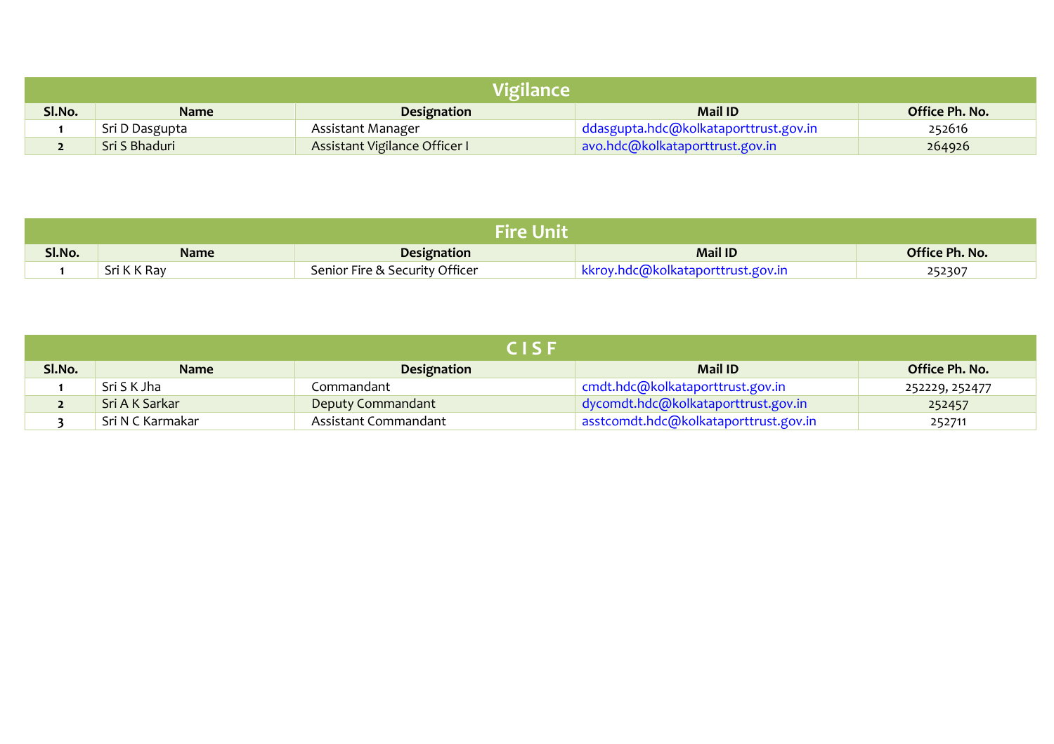## Vigilance

| Sl.No. | Name | Designation | Mail ID | Office Ph. No. |
|---|---|---|---|---|
| 1 | Sri D Dasgupta | Assistant Manager | ddasgupta.hdc@kolkataporttrust.gov.in | 252616 |
| 2 | Sri S Bhaduri | Assistant Vigilance Officer I | avo.hdc@kolkataporttrust.gov.in | 264926 |

## Fire Unit

| Sl.No. | Name | Designation | Mail ID | Office Ph. No. |
|---|---|---|---|---|
| 1 | Sri K K Ray | Senior Fire & Security Officer | kkroy.hdc@kolkataporttrust.gov.in | 252307 |

## C I S F

| Sl.No. | Name | Designation | Mail ID | Office Ph. No. |
|---|---|---|---|---|
| 1 | Sri S K Jha | Commandant | cmdt.hdc@kolkataporttrust.gov.in | 252229, 252477 |
| 2 | Sri A K Sarkar | Deputy Commandant | dycomdt.hdc@kolkataporttrust.gov.in | 252457 |
| 3 | Sri N C Karmakar | Assistant Commandant | asstcomdt.hdc@kolkataporttrust.gov.in | 252711 |